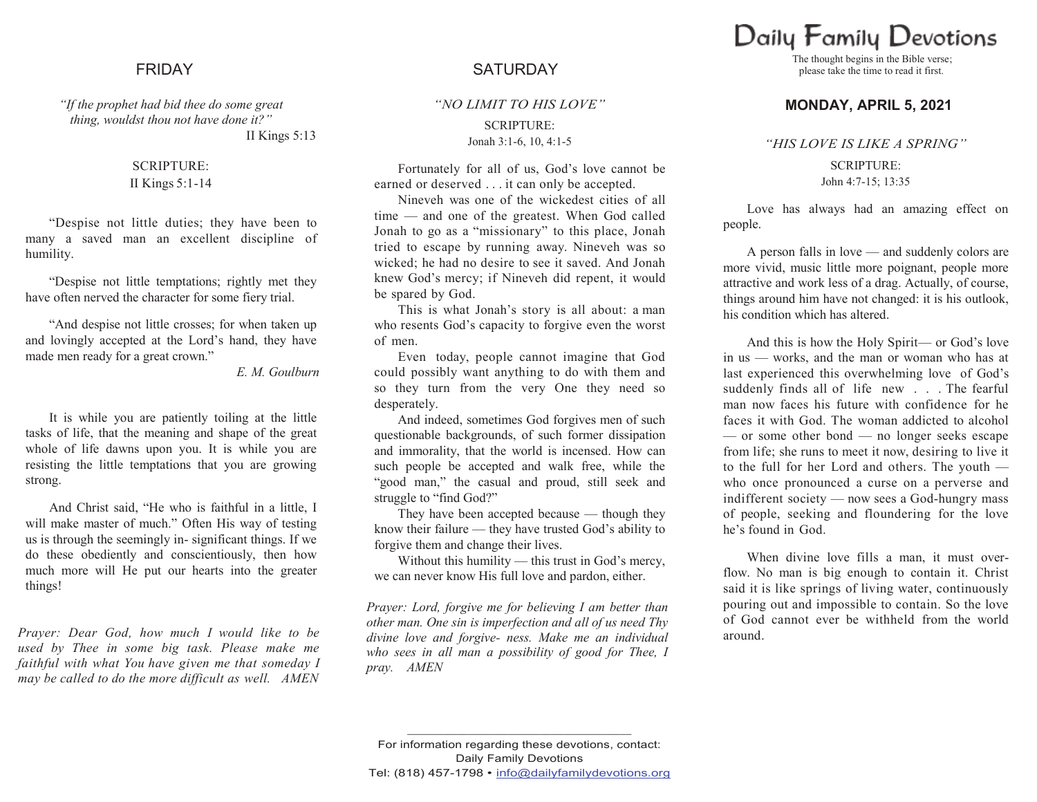## FRIDAY

*"If the prophet had bid thee do some great thing, wouldst thou not have done it?"*
II Kings 5:13

SCRIPTURE:
II Kings 5:1-14

"Despise not little duties; they have been to many a saved man an excellent discipline of humility.

"Despise not little temptations; rightly met they have often nerved the character for some fiery trial.

"And despise not little crosses; for when taken up and lovingly accepted at the Lord's hand, they have made men ready for a great crown."

*E. M. Goulburn*

It is while you are patiently toiling at the little tasks of life, that the meaning and shape of the great whole of life dawns upon you. It is while you are resisting the little temptations that you are growing strong.

And Christ said, "He who is faithful in a little, I will make master of much." Often His way of testing us is through the seemingly in- significant things. If we do these obediently and conscientiously, then how much more will He put our hearts into the greater things!

*Prayer: Dear God, how much I would like to be used by Thee in some big task. Please make me faithful with what You have given me that someday I may be called to do the more difficult as well. AMEN*

## SATURDAY

*"NO LIMIT TO HIS LOVE"*

SCRIPTURE:
Jonah 3:1-6, 10, 4:1-5

Fortunately for all of us, God's love cannot be earned or deserved . . . it can only be accepted.

Nineveh was one of the wickedest cities of all time — and one of the greatest. When God called Jonah to go as a "missionary" to this place, Jonah tried to escape by running away. Nineveh was so wicked; he had no desire to see it saved. And Jonah knew God's mercy; if Nineveh did repent, it would be spared by God.

This is what Jonah's story is all about: a man who resents God's capacity to forgive even the worst of men.

Even today, people cannot imagine that God could possibly want anything to do with them and so they turn from the very One they need so desperately.

And indeed, sometimes God forgives men of such questionable backgrounds, of such former dissipation and immorality, that the world is incensed. How can such people be accepted and walk free, while the "good man," the casual and proud, still seek and struggle to "find God?"

They have been accepted because — though they know their failure — they have trusted God's ability to forgive them and change their lives.

Without this humility — this trust in God's mercy, we can never know His full love and pardon, either.

*Prayer: Lord, forgive me for believing I am better than other man. One sin is imperfection and all of us need Thy divine love and forgive- ness. Make me an individual who sees in all man a possibility of good for Thee, I pray. AMEN*

---

For information regarding these devotions, contact:
Daily Family Devotions
Tel: (818) 457-1798 • info@dailyfamilydevotions.org

# Daily Family Devotions

The thought begins in the Bible verse; please take the time to read it first.

## MONDAY, APRIL 5, 2021

*"HIS LOVE IS LIKE A SPRING"*

SCRIPTURE:
John 4:7-15; 13:35

Love has always had an amazing effect on people.

A person falls in love — and suddenly colors are more vivid, music little more poignant, people more attractive and work less of a drag. Actually, of course, things around him have not changed: it is his outlook, his condition which has altered.

And this is how the Holy Spirit— or God's love in us — works, and the man or woman who has at last experienced this overwhelming love of God's suddenly finds all of life new . . . The fearful man now faces his future with confidence for he faces it with God. The woman addicted to alcohol — or some other bond — no longer seeks escape from life; she runs to meet it now, desiring to live it to the full for her Lord and others. The youth — who once pronounced a curse on a perverse and indifferent society — now sees a God-hungry mass of people, seeking and floundering for the love he's found in God.

When divine love fills a man, it must over- flow. No man is big enough to contain it. Christ said it is like springs of living water, continuously pouring out and impossible to contain. So the love of God cannot ever be withheld from the world around.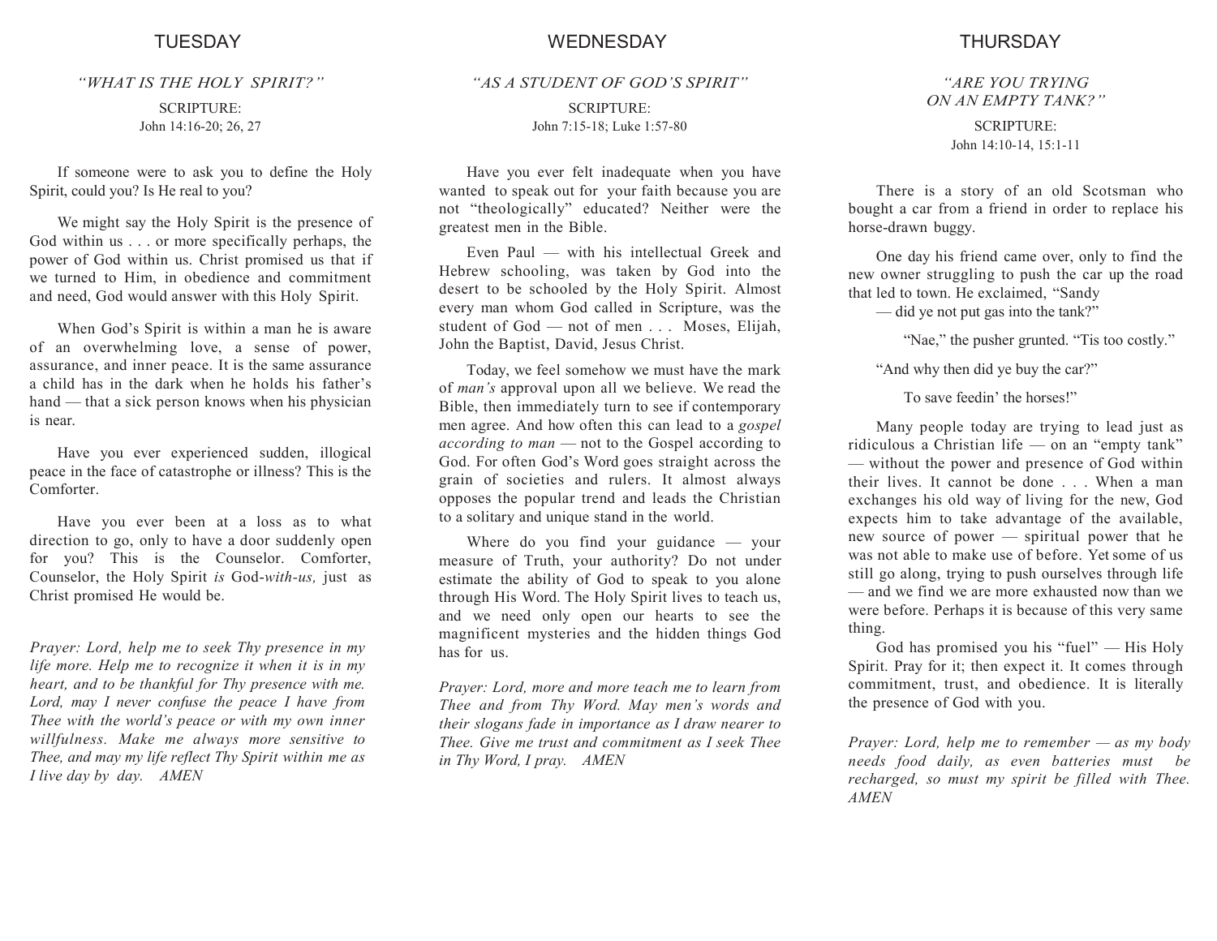## TUESDAY

### *"WHAT IS THE HOLY SPIRIT?"*

SCRIPTURE:
John 14:16-20; 26, 27

If someone were to ask you to define the Holy Spirit, could you? Is He real to you?

We might say the Holy Spirit is the presence of God within us . . . or more specifically perhaps, the power of God within us. Christ promised us that if we turned to Him, in obedience and commitment and need, God would answer with this Holy Spirit.

When God's Spirit is within a man he is aware of an overwhelming love, a sense of power, assurance, and inner peace. It is the same assurance a child has in the dark when he holds his father's hand — that a sick person knows when his physician is near.

Have you ever experienced sudden, illogical peace in the face of catastrophe or illness? This is the Comforter.

Have you ever been at a loss as to what direction to go, only to have a door suddenly open for you? This is the Counselor. Comforter, Counselor, the Holy Spirit *is* God-*with-us,* just as Christ promised He would be.

*Prayer: Lord, help me to seek Thy presence in my life more. Help me to recognize it when it is in my heart, and to be thankful for Thy presence with me. Lord, may I never confuse the peace I have from Thee with the world's peace or with my own inner willfulness. Make me always more sensitive to Thee, and may my life reflect Thy Spirit within me as I live day by day. AMEN*

## WEDNESDAY

### *"AS A STUDENT OF GOD'S SPIRIT"*

SCRIPTURE:
John 7:15-18; Luke 1:57-80

Have you ever felt inadequate when you have wanted to speak out for your faith because you are not "theologically" educated? Neither were the greatest men in the Bible.

Even Paul — with his intellectual Greek and Hebrew schooling, was taken by God into the desert to be schooled by the Holy Spirit. Almost every man whom God called in Scripture, was the student of God — not of men . . . Moses, Elijah, John the Baptist, David, Jesus Christ.

Today, we feel somehow we must have the mark of *man's* approval upon all we believe. We read the Bible, then immediately turn to see if contemporary men agree. And how often this can lead to a *gospel according to man* — not to the Gospel according to God. For often God's Word goes straight across the grain of societies and rulers. It almost always opposes the popular trend and leads the Christian to a solitary and unique stand in the world.

Where do you find your guidance — your measure of Truth, your authority? Do not under estimate the ability of God to speak to you alone through His Word. The Holy Spirit lives to teach us, and we need only open our hearts to see the magnificent mysteries and the hidden things God has for us.

*Prayer: Lord, more and more teach me to learn from Thee and from Thy Word. May men's words and their slogans fade in importance as I draw nearer to Thee. Give me trust and commitment as I seek Thee in Thy Word, I pray. AMEN*

## THURSDAY

### *"ARE YOU TRYING ON AN EMPTY TANK?"*

SCRIPTURE:
John 14:10-14, 15:1-11

There is a story of an old Scotsman who bought a car from a friend in order to replace his horse-drawn buggy.

One day his friend came over, only to find the new owner struggling to push the car up the road that led to town. He exclaimed, "Sandy — did ye not put gas into the tank?"

"Nae," the pusher grunted. "Tis too costly."

"And why then did ye buy the car?"

To save feedin' the horses!"

Many people today are trying to lead just as ridiculous a Christian life — on an "empty tank" — without the power and presence of God within their lives. It cannot be done . . . When a man exchanges his old way of living for the new, God expects him to take advantage of the available, new source of power — spiritual power that he was not able to make use of before. Yet some of us still go along, trying to push ourselves through life — and we find we are more exhausted now than we were before. Perhaps it is because of this very same thing.

God has promised you his "fuel" — His Holy Spirit. Pray for it; then expect it. It comes through commitment, trust, and obedience. It is literally the presence of God with you.

*Prayer: Lord, help me to remember — as my body needs food daily, as even batteries must be recharged, so must my spirit be filled with Thee. AMEN*